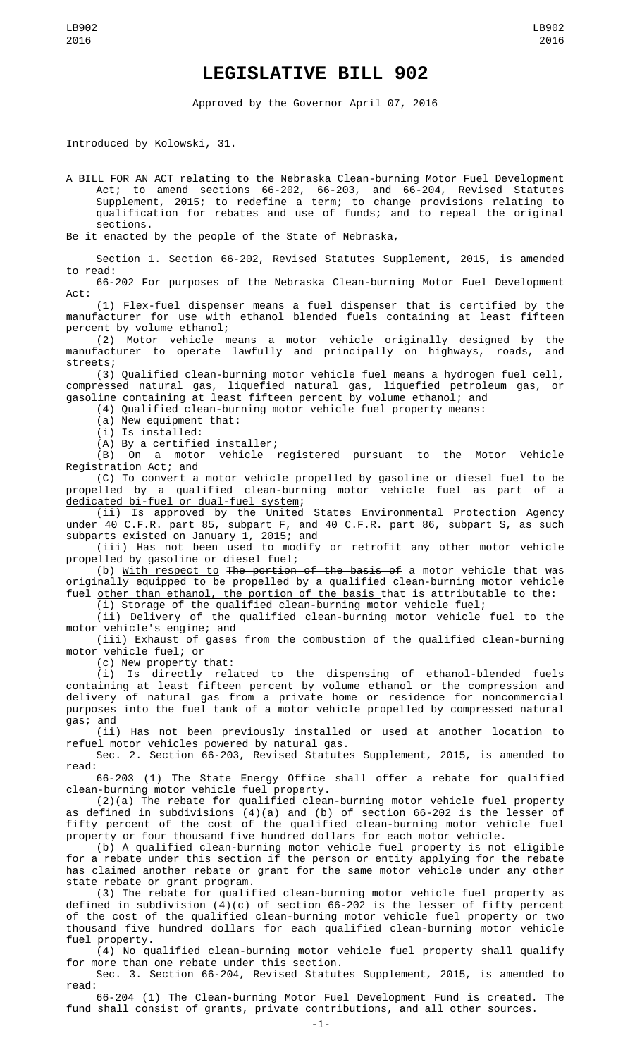# LEGISLATIVE BILL 902

Approved by the Governor April 07, 2016

Introduced by Kolowski, 31.

A BILL FOR AN ACT relating to the Nebraska Clean-burning Motor Fuel Development Act; to amend sections 66-202, 66-203, and 66-204, Revised Statutes Supplement, 2015; to redefine a term; to change provisions relating to qualification for rebates and use of funds; and to repeal the original sections.

Be it enacted by the people of the State of Nebraska,

Section 1. Section 66-202, Revised Statutes Supplement, 2015, is amended to read:

66-202 For purposes of the Nebraska Clean-burning Motor Fuel Development Act:

(1) Flex-fuel dispenser means a fuel dispenser that is certified by the manufacturer for use with ethanol blended fuels containing at least fifteen percent by volume ethanol;

(2) Motor vehicle means a motor vehicle originally designed by the manufacturer to operate lawfully and principally on highways, roads, and streets;

(3) Qualified clean-burning motor vehicle fuel means a hydrogen fuel cell, compressed natural gas, liquefied natural gas, liquefied petroleum gas, or gasoline containing at least fifteen percent by volume ethanol; and

(4) Qualified clean-burning motor vehicle fuel property means:

(a) New equipment that:

(i) Is installed:

(A) By a certified installer;

(B) On a motor vehicle registered pursuant to the Motor Vehicle Registration Act; and

(C) To convert a motor vehicle propelled by gasoline or diesel fuel to be propelled by a qualified clean-burning motor vehicle fuel as part of a dedicated bi-fuel or dual-fuel system;

(ii) Is approved by the United States Environmental Protection Agency under 40 C.F.R. part 85, subpart F, and 40 C.F.R. part 86, subpart S, as such subparts existed on January 1, 2015; and

(iii) Has not been used to modify or retrofit any other motor vehicle propelled by gasoline or diesel fuel;

(b) With respect to ~~The portion of the basis of~~ a motor vehicle that was originally equipped to be propelled by a qualified clean-burning motor vehicle fuel other than ethanol, the portion of the basis that is attributable to the:

(i) Storage of the qualified clean-burning motor vehicle fuel;

(ii) Delivery of the qualified clean-burning motor vehicle fuel to the motor vehicle's engine; and

(iii) Exhaust of gases from the combustion of the qualified clean-burning motor vehicle fuel; or

(c) New property that:

(i) Is directly related to the dispensing of ethanol-blended fuels containing at least fifteen percent by volume ethanol or the compression and delivery of natural gas from a private home or residence for noncommercial purposes into the fuel tank of a motor vehicle propelled by compressed natural gas; and

(ii) Has not been previously installed or used at another location to refuel motor vehicles powered by natural gas.

Sec. 2. Section 66-203, Revised Statutes Supplement, 2015, is amended to read:

66-203 (1) The State Energy Office shall offer a rebate for qualified clean-burning motor vehicle fuel property.

(2)(a) The rebate for qualified clean-burning motor vehicle fuel property as defined in subdivisions (4)(a) and (b) of section 66-202 is the lesser of fifty percent of the cost of the qualified clean-burning motor vehicle fuel property or four thousand five hundred dollars for each motor vehicle.

(b) A qualified clean-burning motor vehicle fuel property is not eligible for a rebate under this section if the person or entity applying for the rebate has claimed another rebate or grant for the same motor vehicle under any other state rebate or grant program.

(3) The rebate for qualified clean-burning motor vehicle fuel property as defined in subdivision (4)(c) of section 66-202 is the lesser of fifty percent of the cost of the qualified clean-burning motor vehicle fuel property or two thousand five hundred dollars for each qualified clean-burning motor vehicle fuel property.

(4) No qualified clean-burning motor vehicle fuel property shall qualify for more than one rebate under this section.

Sec. 3. Section 66-204, Revised Statutes Supplement, 2015, is amended to read:

66-204 (1) The Clean-burning Motor Fuel Development Fund is created. The fund shall consist of grants, private contributions, and all other sources.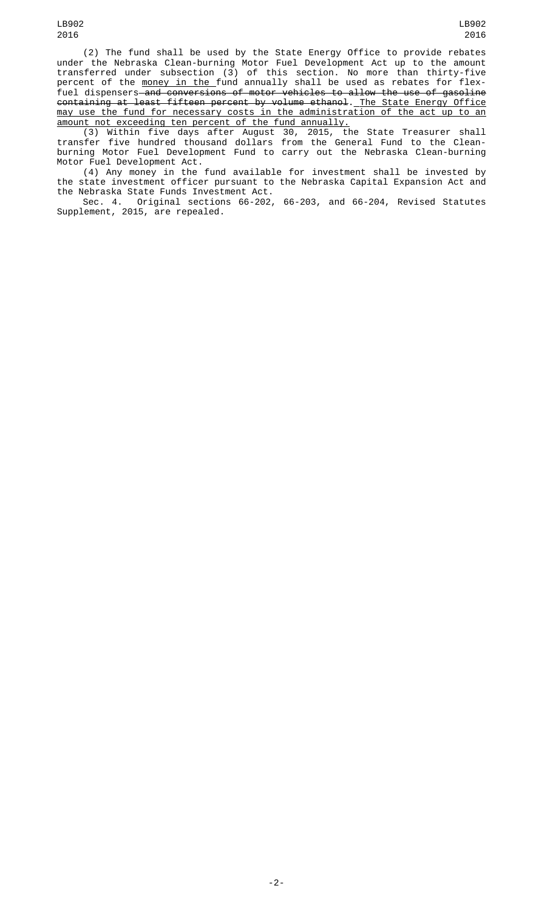(2) The fund shall be used by the State Energy Office to provide rebates under the Nebraska Clean-burning Motor Fuel Development Act up to the amount transferred under subsection (3) of this section. No more than thirty-five percent of the <u>money in the </u>fund annually shall be used as rebates for flex-fuel dispensers~~ and conversions of motor vehicles to allow the use of gasoline containing at least fifteen percent by volume ethanol~~.<u> The State Energy Office may use the fund for necessary costs in the administration of the act up to an amount not exceeding ten percent of the fund annually.</u>

(3) Within five days after August 30, 2015, the State Treasurer shall transfer five hundred thousand dollars from the General Fund to the Clean-burning Motor Fuel Development Fund to carry out the Nebraska Clean-burning Motor Fuel Development Act.

(4) Any money in the fund available for investment shall be invested by the state investment officer pursuant to the Nebraska Capital Expansion Act and the Nebraska State Funds Investment Act.

Sec. 4. Original sections 66-202, 66-203, and 66-204, Revised Statutes Supplement, 2015, are repealed.